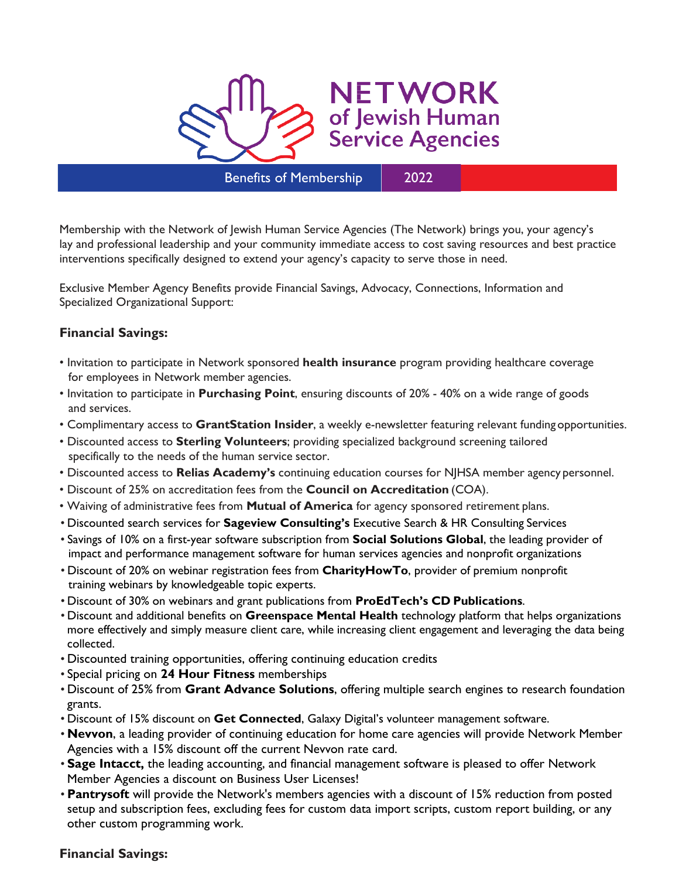# NETWORK of Jewish Human Service Agencies

Benefits of Membership | 2022

Membership with the Network of Jewish Human Service Agencies (The Network) brings you, your agency's lay and professional leadership and your community immediate access to cost saving resources and best practice interventions specifically designed to extend your agency's capacity to serve those in need.

Exclusive Member Agency Benefits provide Financial Savings, Advocacy, Connections, Information and Specialized Organizational Support:

## Financial Savings:

- Invitation to participate in Network sponsored **health insurance** program providing healthcare coverage for employees in Network member agencies.
- Invitation to participate in **Purchasing Point**, ensuring discounts of 20% - 40% on a wide range of goods and services.
- Complimentary access to **GrantStation Insider**, a weekly e-newsletter featuring relevant funding opportunities.
- Discounted access to **Sterling Volunteers**; providing specialized background screening tailored specifically to the needs of the human service sector.
- Discounted access to **Relias Academy's** continuing education courses for NJHSA member agency personnel.
- Discount of 25% on accreditation fees from the **Council on Accreditation** (COA).
- Waiving of administrative fees from **Mutual of America** for agency sponsored retirement plans.
- Discounted search services for **Sageview Consulting's** Executive Search & HR Consulting Services
- Savings of 10% on a first-year software subscription from **Social Solutions Global**, the leading provider of impact and performance management software for human services agencies and nonprofit organizations
- Discount of 20% on webinar registration fees from **CharityHowTo**, provider of premium nonprofit training webinars by knowledgeable topic experts.
- Discount of 30% on webinars and grant publications from **ProEdTech's CD Publications**.
- Discount and additional benefits on **Greenspace Mental Health** technology platform that helps organizations more effectively and simply measure client care, while increasing client engagement and leveraging the data being collected.
- Discounted training opportunities, offering continuing education credits
- Special pricing on **24 Hour Fitness** memberships
- Discount of 25% from **Grant Advance Solutions**, offering multiple search engines to research foundation grants.
- Discount of 15% discount on **Get Connected**, Galaxy Digital's volunteer management software.
- **Nevvon**, a leading provider of continuing education for home care agencies will provide Network Member Agencies with a 15% discount off the current Nevvon rate card.
- **Sage Intacct,** the leading accounting, and financial management software is pleased to offer Network Member Agencies a discount on Business User Licenses!
- **Pantrysoft** will provide the Network's members agencies with a discount of 15% reduction from posted setup and subscription fees, excluding fees for custom data import scripts, custom report building, or any other custom programming work.

## Financial Savings: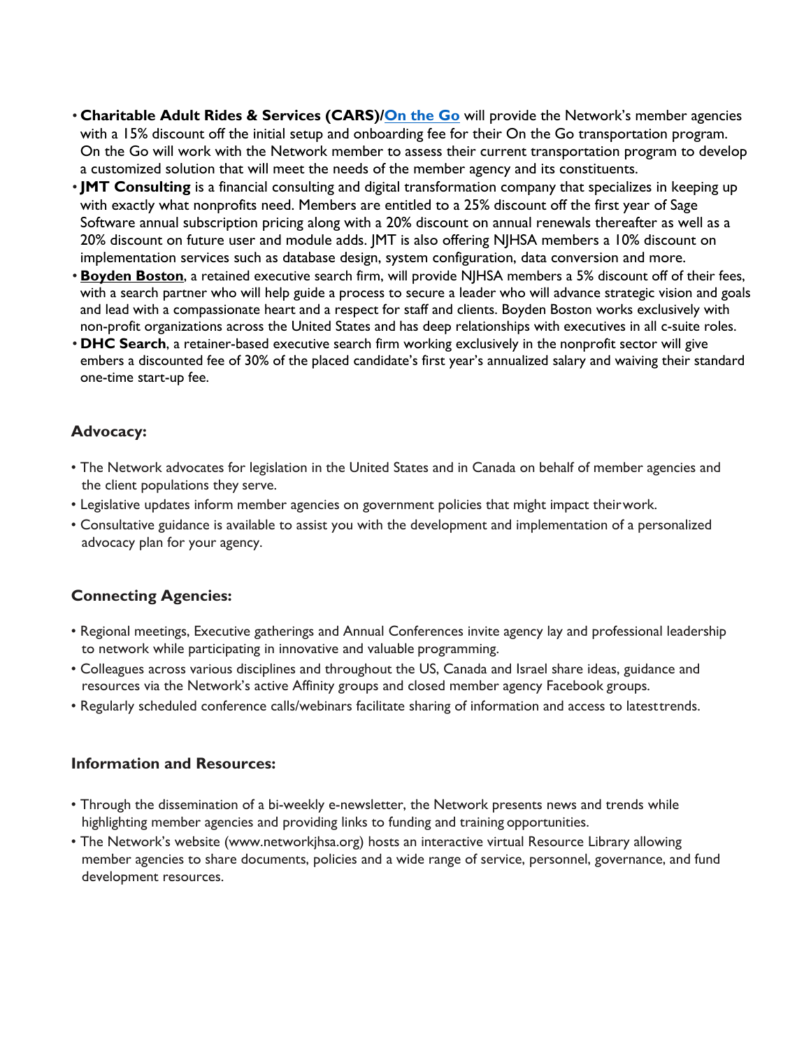- **Charitable Adult Rides & Services (CARS)/On the Go** will provide the Network's member agencies with a 15% discount off the initial setup and onboarding fee for their On the Go transportation program. On the Go will work with the Network member to assess their current transportation program to develop a customized solution that will meet the needs of the member agency and its constituents.
- **JMT Consulting** is a financial consulting and digital transformation company that specializes in keeping up with exactly what nonprofits need. Members are entitled to a 25% discount off the first year of Sage Software annual subscription pricing along with a 20% discount on annual renewals thereafter as well as a 20% discount on future user and module adds. JMT is also offering NJHSA members a 10% discount on implementation services such as database design, system configuration, data conversion and more.
- **Boyden Boston**, a retained executive search firm, will provide NJHSA members a 5% discount off of their fees, with a search partner who will help guide a process to secure a leader who will advance strategic vision and goals and lead with a compassionate heart and a respect for staff and clients. Boyden Boston works exclusively with non-profit organizations across the United States and has deep relationships with executives in all c-suite roles.
- **DHC Search**, a retainer-based executive search firm working exclusively in the nonprofit sector will give embers a discounted fee of 30% of the placed candidate's first year's annualized salary and waiving their standard one-time start-up fee.

### Advocacy:

- The Network advocates for legislation in the United States and in Canada on behalf of member agencies and the client populations they serve.
- Legislative updates inform member agencies on government policies that might impact their work.
- Consultative guidance is available to assist you with the development and implementation of a personalized advocacy plan for your agency.

### Connecting Agencies:

- Regional meetings, Executive gatherings and Annual Conferences invite agency lay and professional leadership to network while participating in innovative and valuable programming.
- Colleagues across various disciplines and throughout the US, Canada and Israel share ideas, guidance and resources via the Network's active Affinity groups and closed member agency Facebook groups.
- Regularly scheduled conference calls/webinars facilitate sharing of information and access to latest trends.

### Information and Resources:

- Through the dissemination of a bi-weekly e-newsletter, the Network presents news and trends while highlighting member agencies and providing links to funding and training opportunities.
- The Network's website (www.networkjhsa.org) hosts an interactive virtual Resource Library allowing member agencies to share documents, policies and a wide range of service, personnel, governance, and fund development resources.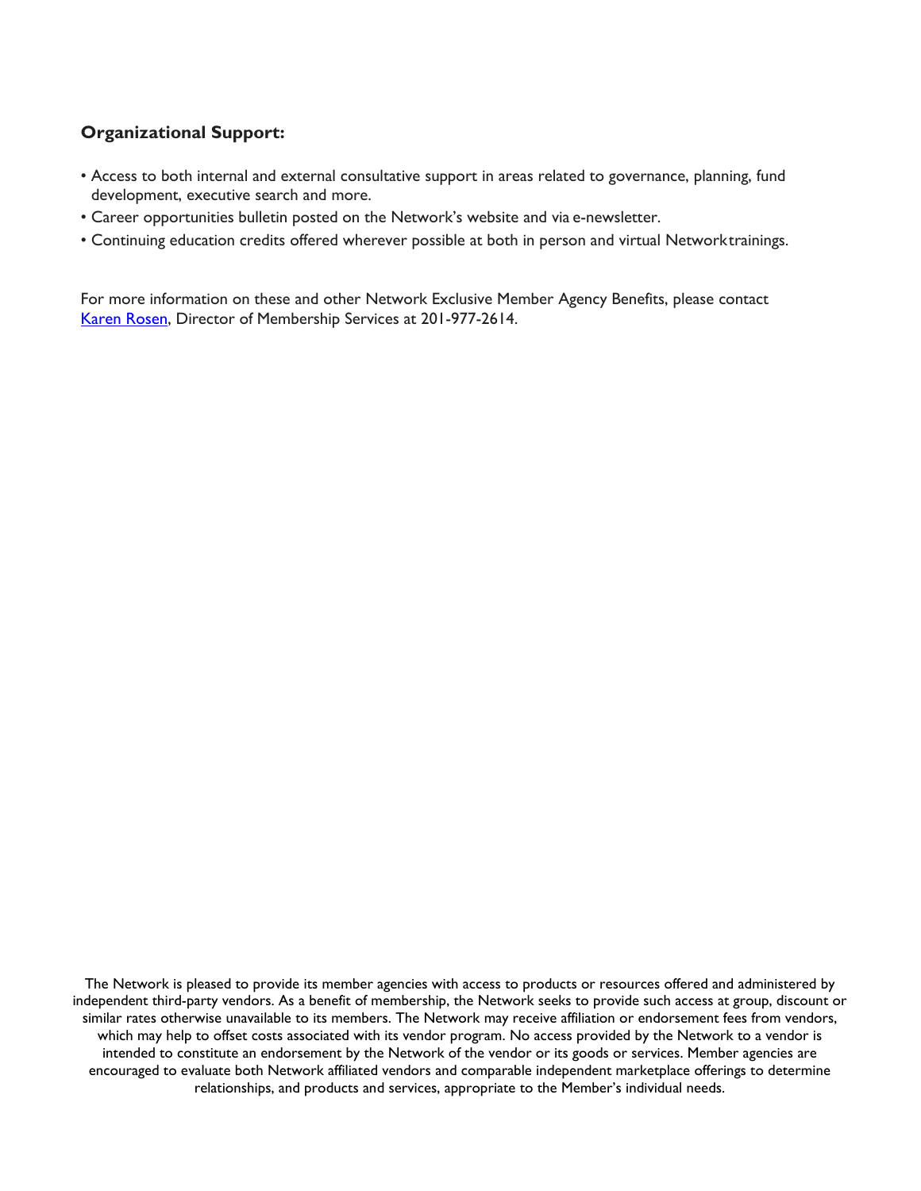**Organizational Support:**

- Access to both internal and external consultative support in areas related to governance, planning, fund development, executive search and more.
- Career opportunities bulletin posted on the Network's website and via e-newsletter.
- Continuing education credits offered wherever possible at both in person and virtual Network trainings.

For more information on these and other Network Exclusive Member Agency Benefits, please contact Karen Rosen, Director of Membership Services at 201-977-2614.

The Network is pleased to provide its member agencies with access to products or resources offered and administered by independent third-party vendors. As a benefit of membership, the Network seeks to provide such access at group, discount or similar rates otherwise unavailable to its members. The Network may receive affiliation or endorsement fees from vendors, which may help to offset costs associated with its vendor program. No access provided by the Network to a vendor is intended to constitute an endorsement by the Network of the vendor or its goods or services. Member agencies are encouraged to evaluate both Network affiliated vendors and comparable independent marketplace offerings to determine relationships, and products and services, appropriate to the Member's individual needs.